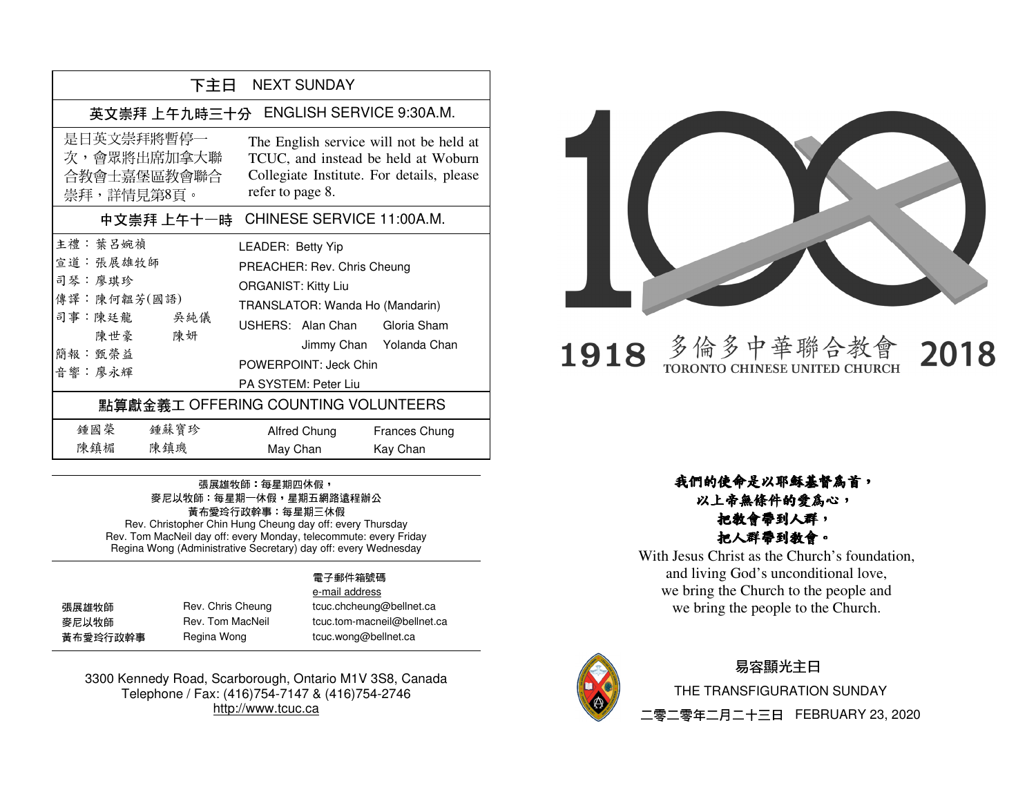## 下主日 NEXT SUNDAY

### 英文崇拜 上午九時三十分 ENGLISH SERVICE 9:30A.M.

是日英文崇拜將暫停一次，會眾將出席加拿大聯合教會士嘉堡區教會聯合崇拜，詳情見第8頁。

The English service will not be held at TCUC, and instead be held at Woburn Collegiate Institute. For details, please refer to page 8.

### 中文崇拜 上午十一時 CHINESE SERVICE 11:00A.M.

| | |
|---|---|
| 主禮：葉呂婉禎 | LEADER: Betty Yip |
| 宣道：張展雄牧師 | PREACHER: Rev. Chris Cheung |
| 司琴：廖琪珍 | ORGANIST: Kitty Liu |
| 傳譯：陳何韞芳(國語) | TRANSLATOR: Wanda Ho (Mandarin) |
| 司事：陳廷龍　吳純儀　陳世豪　陳妍 | USHERS: Alan Chan, Gloria Sham, Jimmy Chan, Yolanda Chan |
| 簡報：甄榮益 | POWERPOINT: Jeck Chin |
| 音響：廖永輝 | PA SYSTEM: Peter Liu |

### 點算獻金義工 OFFERING COUNTING VOLUNTEERS

| | | | |
|---|---|---|---|
| 鍾國榮 | 鍾蘇寶珍 | Alfred Chung | Frances Chung |
| 陳鎮楣 | 陳鎮璣 | May Chan | Kay Chan |

張展雄牧師：每星期四休假，
麥尼以牧師：每星期一休假，星期五網路遠程辦公
黃布愛玲行政幹事：每星期三休假
Rev. Christopher Chin Hung Cheung day off: every Thursday
Rev. Tom MacNeil day off: every Monday, telecommute: every Friday
Regina Wong (Administrative Secretary) day off: every Wednesday

| | | 電子郵件箱號碼 e-mail address |
|---|---|---|
| 張展雄牧師 | Rev. Chris Cheung | tcuc.chcheung@bellnet.ca |
| 麥尼以牧師 | Rev. Tom MacNeil | tcuc.tom-macneil@bellnet.ca |
| 黃布愛玲行政幹事 | Regina Wong | tcuc.wong@bellnet.ca |

3300 Kennedy Road, Scarborough, Ontario M1V 3S8, Canada
Telephone / Fax: (416)754-7147 & (416)754-2746
http://www.tcuc.ca

# 100

**1918 多倫多中華聯合教會 TORONTO CHINESE UNITED CHURCH 2018**

***我們的使命是以耶穌基督為首，***
***以上帝無條件的愛為心，***
***把教會帶到人群，***
***把人群帶到教會。***

With Jesus Christ as the Church's foundation,
and living God's unconditional love,
we bring the Church to the people and
we bring the people to the Church.

## 易容顯光主日

## THE TRANSFIGURATION SUNDAY

二零二零年二月二十三日 FEBRUARY 23, 2020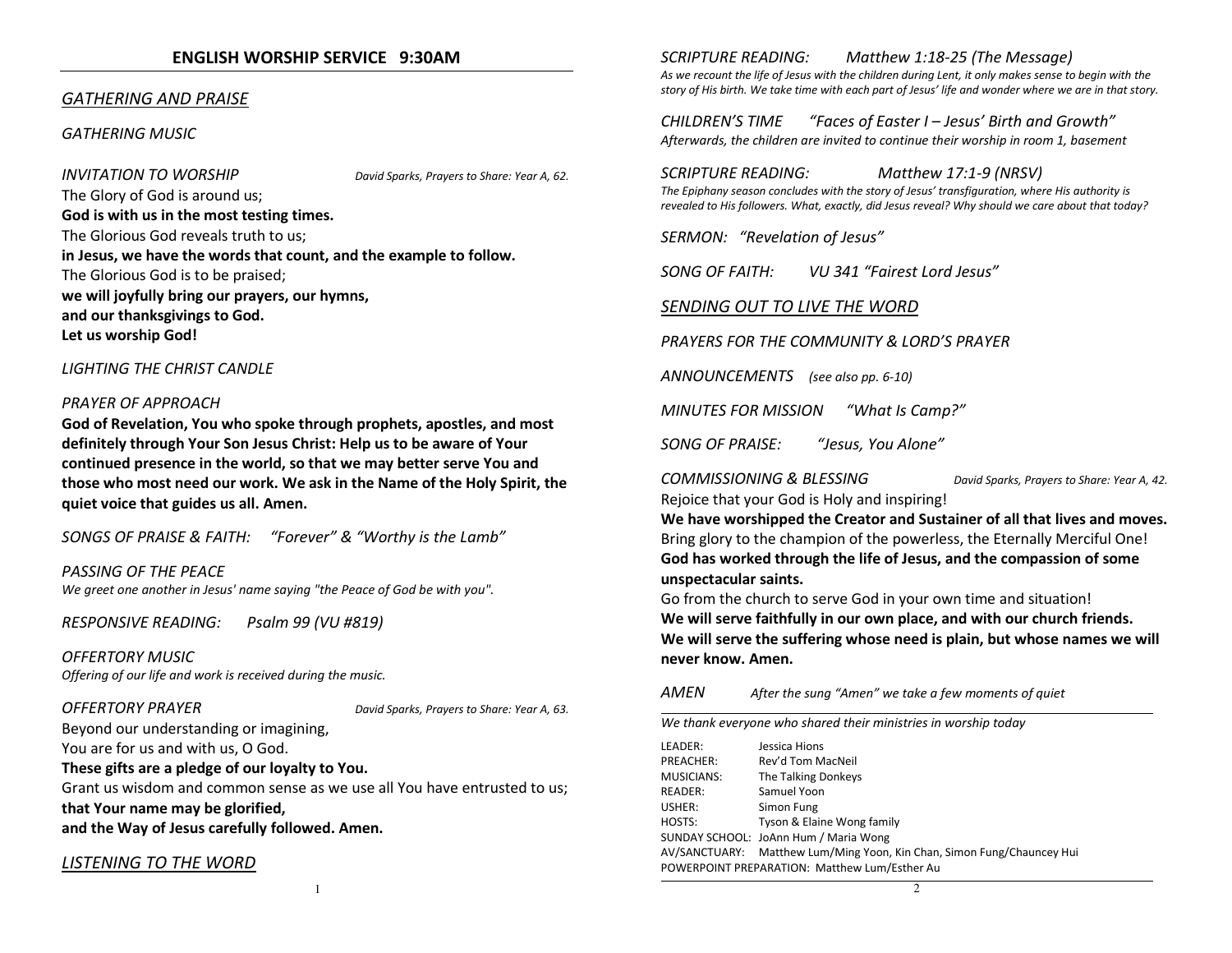## ENGLISH WORSHIP SERVICE 9:30AM

### *GATHERING AND PRAISE*

*GATHERING MUSIC*

*INVITATION TO WORSHIP* *David Sparks, Prayers to Share: Year A, 62.*

The Glory of God is around us;
**God is with us in the most testing times.**
The Glorious God reveals truth to us;
**in Jesus, we have the words that count, and the example to follow.**
The Glorious God is to be praised;
**we will joyfully bring our prayers, our hymns,**
**and our thanksgivings to God.**
**Let us worship God!**

*LIGHTING THE CHRIST CANDLE*

*PRAYER OF APPROACH*

**God of Revelation, You who spoke through prophets, apostles, and most definitely through Your Son Jesus Christ: Help us to be aware of Your continued presence in the world, so that we may better serve You and those who most need our work. We ask in the Name of the Holy Spirit, the quiet voice that guides us all. Amen.**

*SONGS OF PRAISE & FAITH: "Forever" & "Worthy is the Lamb"*

*PASSING OF THE PEACE*
*We greet one another in Jesus' name saying "the Peace of God be with you".*

*RESPONSIVE READING: Psalm 99 (VU #819)*

*OFFERTORY MUSIC*
*Offering of our life and work is received during the music.*

*OFFERTORY PRAYER* *David Sparks, Prayers to Share: Year A, 63.*

Beyond our understanding or imagining,
You are for us and with us, O God.
**These gifts are a pledge of our loyalty to You.**
Grant us wisdom and common sense as we use all You have entrusted to us;
**that Your name may be glorified,**
**and the Way of Jesus carefully followed. Amen.**

### *LISTENING TO THE WORD*

*SCRIPTURE READING: Matthew 1:18-25 (The Message)*
*As we recount the life of Jesus with the children during Lent, it only makes sense to begin with the story of His birth. We take time with each part of Jesus' life and wonder where we are in that story.*

*CHILDREN'S TIME "Faces of Easter I – Jesus' Birth and Growth"*
*Afterwards, the children are invited to continue their worship in room 1, basement*

*SCRIPTURE READING: Matthew 17:1-9 (NRSV)*
*The Epiphany season concludes with the story of Jesus' transfiguration, where His authority is revealed to His followers. What, exactly, did Jesus reveal? Why should we care about that today?*

*SERMON: "Revelation of Jesus"*

*SONG OF FAITH: VU 341 "Fairest Lord Jesus"*

### *SENDING OUT TO LIVE THE WORD*

*PRAYERS FOR THE COMMUNITY & LORD'S PRAYER*

*ANNOUNCEMENTS (see also pp. 6-10)*

*MINUTES FOR MISSION "What Is Camp?"*

*SONG OF PRAISE: "Jesus, You Alone"*

*COMMISSIONING & BLESSING* *David Sparks, Prayers to Share: Year A, 42.*

Rejoice that your God is Holy and inspiring!
**We have worshipped the Creator and Sustainer of all that lives and moves.**
Bring glory to the champion of the powerless, the Eternally Merciful One!
**God has worked through the life of Jesus, and the compassion of some unspectacular saints.**
Go from the church to serve God in your own time and situation!
**We will serve faithfully in our own place, and with our church friends.**
**We will serve the suffering whose need is plain, but whose names we will never know. Amen.**

*AMEN* *After the sung "Amen" we take a few moments of quiet*

---

*We thank everyone who shared their ministries in worship today*

| | |
|---|---|
| LEADER: | Jessica Hions |
| PREACHER: | Rev'd Tom MacNeil |
| MUSICIANS: | The Talking Donkeys |
| READER: | Samuel Yoon |
| USHER: | Simon Fung |
| HOSTS: | Tyson & Elaine Wong family |
| SUNDAY SCHOOL: | JoAnn Hum / Maria Wong |
| AV/SANCTUARY: | Matthew Lum/Ming Yoon, Kin Chan, Simon Fung/Chauncey Hui |
| POWERPOINT PREPARATION: | Matthew Lum/Esther Au |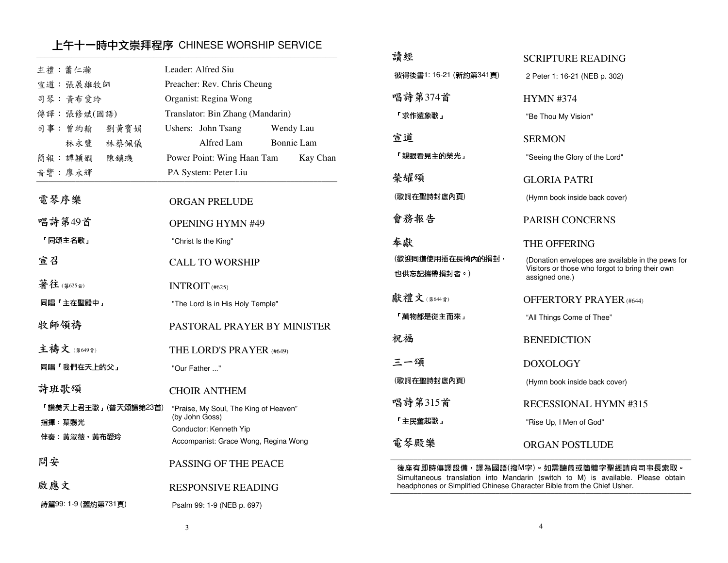## 上午十一時中文崇拜程序 CHINESE WORSHIP SERVICE

| | |
|---|---|
| 主禮：蕭仁瀚 | Leader: Alfred Siu |
| 宣道：張展雄牧師 | Preacher: Rev. Chris Cheung |
| 司琴：黃布愛玲 | Organist: Regina Wong |
| 傳譯：張修斌(國語) | Translator: Bin Zhang (Mandarin) |
| 司事：曾約翰　劉黃寶娟 | Ushers: John Tsang　Wendy Lau |
| 　　　林永豐　林蔡佩儀 | 　　　Alfred Lam　Bonnie Lam |
| 簡報：譚穎嫺　陳鎮璣 | Power Point: Wing Haan Tam　Kay Chan |
| 音響：廖永輝 | PA System: Peter Liu |

| | |
|---|---|
| **電琴序樂** | **ORGAN PRELUDE** |
| **唱詩第49首** | **OPENING HYMN #49** |
| 「同頌主名歌」 | "Christ Is the King" |
| **宣召** | **CALL TO WORSHIP** |
| **著往** (第625首) | **INTROIT** (#625) |
| 同唱「主在聖殿中」 | "The Lord Is in His Holy Temple" |
| **牧師領禱** | **PASTORAL PRAYER BY MINISTER** |
| **主禱文** (第649首) | **THE LORD'S PRAYER** (#649) |
| 同唱「我們在天上的父」 | "Our Father ..." |
| **詩班歌頌** | **CHOIR ANTHEM** |
| 「讚美天上君王歌」(普天頌讚第23首) | "Praise, My Soul, The King of Heaven" (by John Goss) |
| 指揮：葉賜光 | Conductor: Kenneth Yip |
| 伴奏：黃淑薇，黃布愛玲 | Accompanist: Grace Wong, Regina Wong |
| **問安** | **PASSING OF THE PEACE** |
| **啟應文** | **RESPONSIVE READING** |
| 詩篇99: 1-9 (舊約第731頁) | Psalm 99: 1-9 (NEB p. 697) |
| **讀經** | **SCRIPTURE READING** |
| 彼得後書1: 16-21 (新約第341頁) | 2 Peter 1: 16-21 (NEB p. 302) |
| **唱詩第374首** | **HYMN #374** |
| 「求作遠象歌」 | "Be Thou My Vision" |
| **宣道** | **SERMON** |
| 「親眼看見主的榮光」 | "Seeing the Glory of the Lord" |
| **榮耀頌** | **GLORIA PATRI** |
| (歌詞在聖詩封底內頁) | (Hymn book inside back cover) |
| **會務報告** | **PARISH CONCERNS** |
| **奉獻** | **THE OFFERING** |
| (歡迎同道使用插在長椅內的捐封，也供忘記攜帶捐封者。) | (Donation envelopes are available in the pews for Visitors or those who forgot to bring their own assigned one.) |
| **獻禮文** (第644首) | **OFFERTORY PRAYER** (#644) |
| 「萬物都是從主而來」 | "All Things Come of Thee" |
| **祝福** | **BENEDICTION** |
| **三一頌** | **DOXOLOGY** |
| (歌詞在聖詩封底內頁) | (Hymn book inside back cover) |
| **唱詩第315首** | **RECESSIONAL HYMN #315** |
| 「主民奮起歌」 | "Rise Up, I Men of God" |
| **電琴殿樂** | **ORGAN POSTLUDE** |

**後座有即時傳譯設備，譯為國語(撥M字)。如需聽筒或簡體字聖經請向司事長索取。**
Simultaneous translation into Mandarin (switch to M) is available. Please obtain headphones or Simplified Chinese Character Bible from the Chief Usher.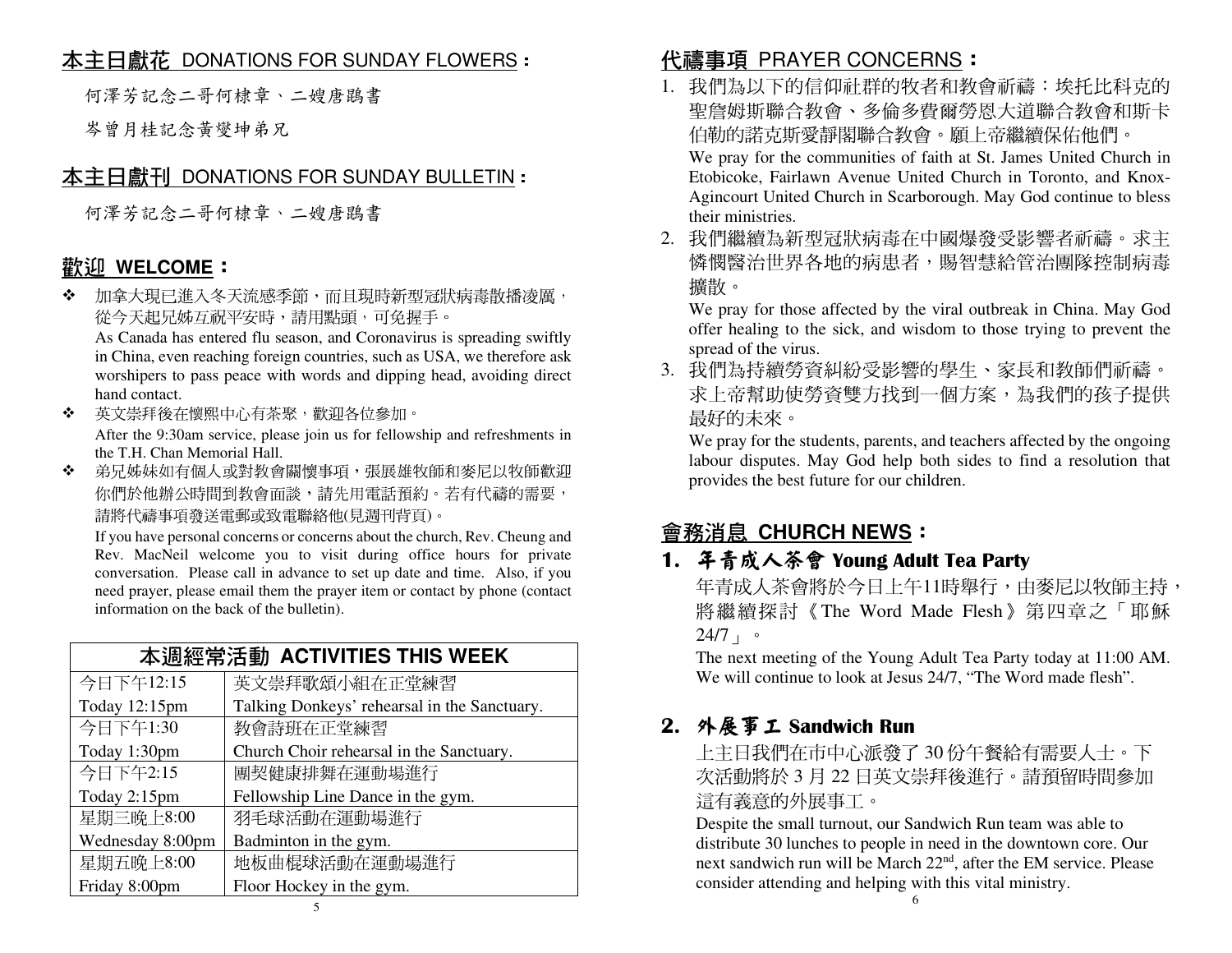## 本主日獻花 DONATIONS FOR SUNDAY FLOWERS：

何澤芳記念二哥何棣章、二嫂唐鷃書

岑曾月桂記念黃燮坤弟兄

## 本主日獻刊 DONATIONS FOR SUNDAY BULLETIN：

何澤芳記念二哥何棣章、二嫂唐鷃書

## 歡迎 WELCOME：

- 加拿大現已進入冬天流感季節，而且現時新型冠狀病毒散播淩厲，從今天起兄姊互祝平安時，請用點頭，可免握手。
  As Canada has entered flu season, and Coronavirus is spreading swiftly in China, even reaching foreign countries, such as USA, we therefore ask worshipers to pass peace with words and dipping head, avoiding direct hand contact.
- 英文崇拜後在懷熙中心有茶聚，歡迎各位參加。
  After the 9:30am service, please join us for fellowship and refreshments in the T.H. Chan Memorial Hall.
- 弟兄姊妹如有個人或對教會關懷事項，張展雄牧師和麥尼以牧師歡迎你們於他辦公時間到教會面談，請先用電話預約。若有代禱的需要，請將代禱事項發送電郵或致電聯絡他(見週刊背頁)。
  If you have personal concerns or concerns about the church, Rev. Cheung and Rev. MacNeil welcome you to visit during office hours for private conversation. Please call in advance to set up date and time. Also, if you need prayer, please email them the prayer item or contact by phone (contact information on the back of the bulletin).

| 本週經常活動 ACTIVITIES THIS WEEK | |
|---|---|
| 今日下午12:15<br>Today 12:15pm | 英文崇拜歌頌小組在正堂練習<br>Talking Donkeys' rehearsal in the Sanctuary. |
| 今日下午1:30<br>Today 1:30pm | 教會詩班在正堂練習<br>Church Choir rehearsal in the Sanctuary. |
| 今日下午2:15<br>Today 2:15pm | 團契健康排舞在運動場進行<br>Fellowship Line Dance in the gym. |
| 星期三晚上8:00<br>Wednesday 8:00pm | 羽毛球活動在運動場進行<br>Badminton in the gym. |
| 星期五晚上8:00<br>Friday 8:00pm | 地板曲棍球活動在運動場進行<br>Floor Hockey in the gym. |

## 代禱事項 PRAYER CONCERNS：

1. 我們為以下的信仰社群的牧者和教會祈禱：埃托比科克的聖詹姆斯聯合教會、多倫多費爾勞恩大道聯合教會和斯卡伯勒的諾克斯愛靜閣聯合教會。願上帝繼續保佑他們。
   We pray for the communities of faith at St. James United Church in Etobicoke, Fairlawn Avenue United Church in Toronto, and Knox-Agincourt United Church in Scarborough. May God continue to bless their ministries.
2. 我們繼續為新型冠狀病毒在中國爆發受影響者祈禱。求主憐憫醫治世界各地的病患者，賜智慧給管治團隊控制病毒擴散。
   We pray for those affected by the viral outbreak in China. May God offer healing to the sick, and wisdom to those trying to prevent the spread of the virus.
3. 我們為持續勞資糾紛受影響的學生、家長和教師們祈禱。求上帝幫助使勞資雙方找到一個方案，為我們的孩子提供最好的未來。
   We pray for the students, parents, and teachers affected by the ongoing labour disputes. May God help both sides to find a resolution that provides the best future for our children.

## 會務消息 CHURCH NEWS：

### 1. 年青成人茶會 Young Adult Tea Party

年青成人茶會將於今日上午11時舉行，由麥尼以牧師主持，將繼續探討《The Word Made Flesh》第四章之「耶穌24/7」。

The next meeting of the Young Adult Tea Party today at 11:00 AM. We will continue to look at Jesus 24/7, "The Word made flesh".

### 2. 外展事工 Sandwich Run

上主日我們在市中心派發了30份午餐給有需要人士。下次活動將於3月22日英文崇拜後進行。請預留時間參加這有義意的外展事工。

Despite the small turnout, our Sandwich Run team was able to distribute 30 lunches to people in need in the downtown core. Our next sandwich run will be March 22nd, after the EM service. Please consider attending and helping with this vital ministry.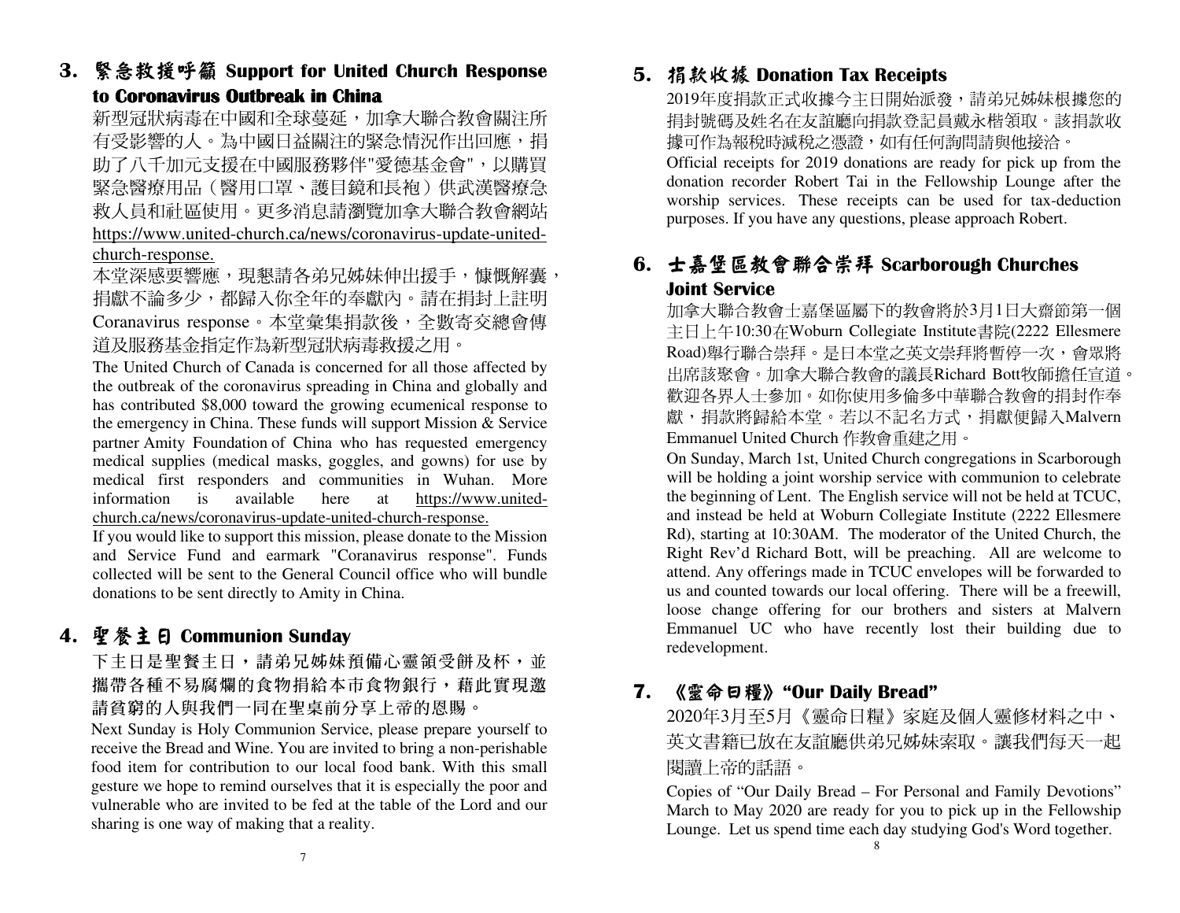## 3. 緊急救援呼籲 Support for United Church Response to Coronavirus Outbreak in China

新型冠狀病毒在中國和全球蔓延，加拿大聯合教會關注所有受影響的人。為中國日益關注的緊急情況作出回應，捐助了八千加元支援在中國服務夥伴"愛德基金會"，以購買緊急醫療用品（醫用口罩、護目鏡和長袍）供武漢醫療急救人員和社區使用。更多消息請瀏覽加拿大聯合教會網站 https://www.united-church.ca/news/coronavirus-update-united-church-response.

本堂深感要響應，現懇請各弟兄姊妹伸出援手，慷慨解囊，捐獻不論多少，都歸入你全年的奉獻內。請在捐封上註明 Coranavirus response。本堂彙集捐款後，全數寄交總會傳道及服務基金指定作為新型冠狀病毒救援之用。

The United Church of Canada is concerned for all those affected by the outbreak of the coronavirus spreading in China and globally and has contributed $8,000 toward the growing ecumenical response to the emergency in China. These funds will support Mission & Service partner Amity Foundation of China who has requested emergency medical supplies (medical masks, goggles, and gowns) for use by medical first responders and communities in Wuhan. More information is available here at https://www.united-church.ca/news/coronavirus-update-united-church-response.

If you would like to support this mission, please donate to the Mission and Service Fund and earmark "Coranavirus response". Funds collected will be sent to the General Council office who will bundle donations to be sent directly to Amity in China.

## 4. 聖餐主日 Communion Sunday

下主日是聖餐主日，請弟兄姊妹預備心靈領受餅及杯，並攜帶各種不易腐爛的食物捐給本市食物銀行，藉此實現邀請貧窮的人與我們一同在聖桌前分享上帝的恩賜。

Next Sunday is Holy Communion Service, please prepare yourself to receive the Bread and Wine. You are invited to bring a non-perishable food item for contribution to our local food bank. With this small gesture we hope to remind ourselves that it is especially the poor and vulnerable who are invited to be fed at the table of the Lord and our sharing is one way of making that a reality.

## 5. 捐款收據 Donation Tax Receipts

2019年度捐款正式收據今主日開始派發，請弟兄姊妹根據您的捐封號碼及姓名在友誼廳向捐款登記員戴永楷領取。該捐款收據可作為報稅時減稅之憑證，如有任何詢問請與他接洽。

Official receipts for 2019 donations are ready for pick up from the donation recorder Robert Tai in the Fellowship Lounge after the worship services. These receipts can be used for tax-deduction purposes. If you have any questions, please approach Robert.

## 6. 士嘉堡區教會聯合崇拜 Scarborough Churches Joint Service

加拿大聯合教會士嘉堡區屬下的教會將於3月1日大齋節第一個主日上午10:30在Woburn Collegiate Institute書院(2222 Ellesmere Road)舉行聯合崇拜。是日本堂之英文崇拜將暫停一次，會眾將出席該聚會。加拿大聯合教會的議長Richard Bott牧師擔任宣道。歡迎各界人士參加。如你使用多倫多中華聯合教會的捐封作奉獻，捐款將歸給本堂。若以不記名方式，捐獻便歸入Malvern Emmanuel United Church 作教會重建之用。

On Sunday, March 1st, United Church congregations in Scarborough will be holding a joint worship service with communion to celebrate the beginning of Lent. The English service will not be held at TCUC, and instead be held at Woburn Collegiate Institute (2222 Ellesmere Rd), starting at 10:30AM. The moderator of the United Church, the Right Rev'd Richard Bott, will be preaching. All are welcome to attend. Any offerings made in TCUC envelopes will be forwarded to us and counted towards our local offering. There will be a freewill, loose change offering for our brothers and sisters at Malvern Emmanuel UC who have recently lost their building due to redevelopment.

## 7. 《靈命日糧》"Our Daily Bread"

2020年3月至5月《靈命日糧》家庭及個人靈修材料之中、英文書籍已放在友誼廳供弟兄姊妹索取。讓我們每天一起閱讀上帝的話語。

Copies of "Our Daily Bread – For Personal and Family Devotions" March to May 2020 are ready for you to pick up in the Fellowship Lounge. Let us spend time each day studying God's Word together.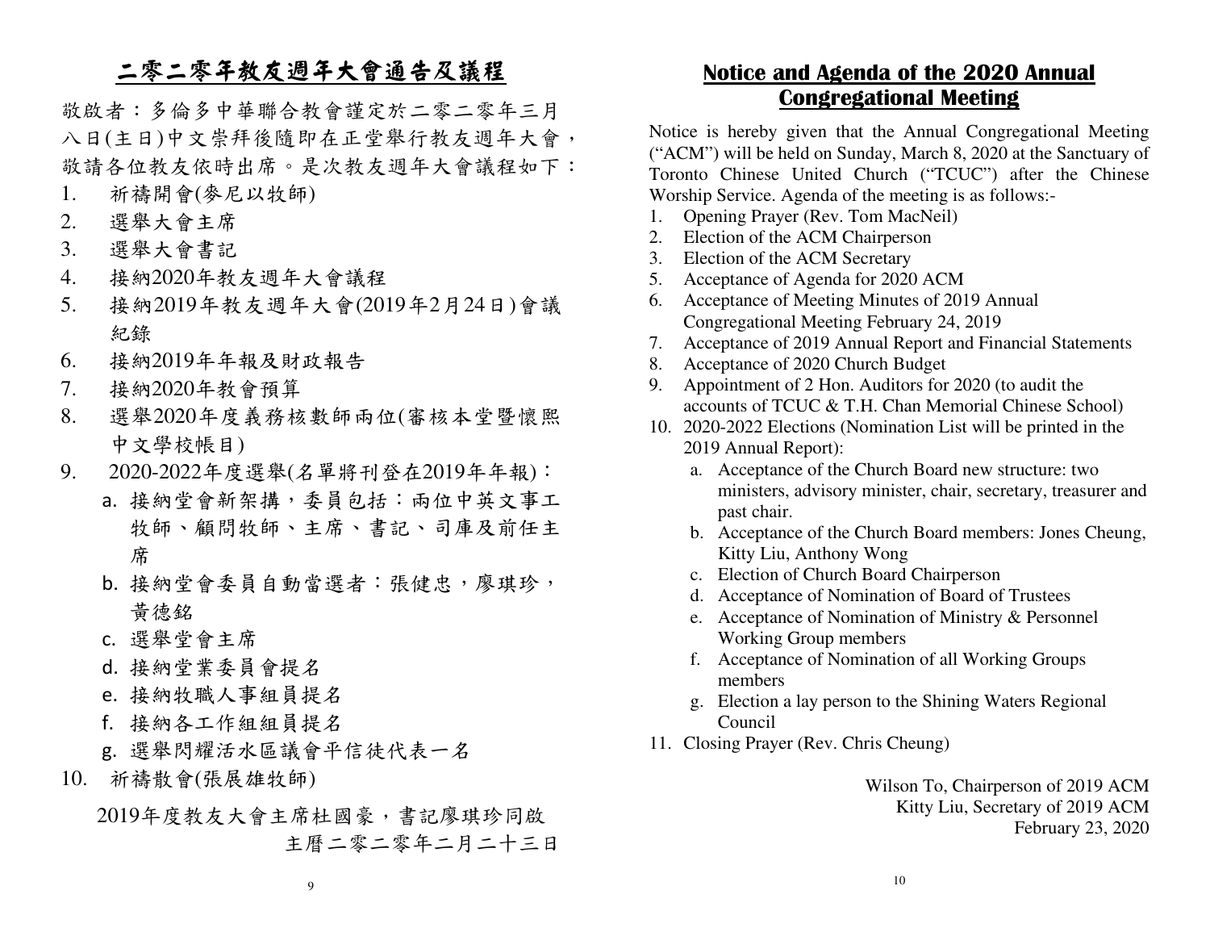# 二零二零年教友週年大會通告及議程

敬啟者：多倫多中華聯合教會謹定於二零二零年三月八日(主日)中文崇拜後隨即在正堂舉行教友週年大會，敬請各位教友依時出席。是次教友週年大會議程如下：

1. 祈禱開會(麥尼以牧師)
2. 選舉大會主席
3. 選舉大會書記
4. 接納2020年教友週年大會議程
5. 接納2019年教友週年大會(2019年2月24日)會議紀錄
6. 接納2019年年報及財政報告
7. 接納2020年教會預算
8. 選舉2020年度義務核數師兩位(審核本堂暨懷熙中文學校帳目)
9. 2020-2022年度選舉(名單將刊登在2019年年報)：
   a. 接納堂會新架構，委員包括：兩位中英文事工牧師、顧問牧師、主席、書記、司庫及前任主席
   b. 接納堂會委員自動當選者：張健忠，廖琪珍，黃德銘
   c. 選舉堂會主席
   d. 接納堂業委員會提名
   e. 接納牧職人事組員提名
   f. 接納各工作組組員提名
   g. 選舉閃耀活水區議會平信徒代表一名
10. 祈禱散會(張展雄牧師)

2019年度教友大會主席杜國豪，書記廖琪珍同啟

主曆二零二零年二月二十三日

# Notice and Agenda of the 2020 Annual Congregational Meeting

Notice is hereby given that the Annual Congregational Meeting ("ACM") will be held on Sunday, March 8, 2020 at the Sanctuary of Toronto Chinese United Church ("TCUC") after the Chinese Worship Service. Agenda of the meeting is as follows:-

1. Opening Prayer (Rev. Tom MacNeil)
2. Election of the ACM Chairperson
3. Election of the ACM Secretary
5. Acceptance of Agenda for 2020 ACM
6. Acceptance of Meeting Minutes of 2019 Annual Congregational Meeting February 24, 2019
7. Acceptance of 2019 Annual Report and Financial Statements
8. Acceptance of 2020 Church Budget
9. Appointment of 2 Hon. Auditors for 2020 (to audit the accounts of TCUC & T.H. Chan Memorial Chinese School)
10. 2020-2022 Elections (Nomination List will be printed in the 2019 Annual Report):
    a. Acceptance of the Church Board new structure: two ministers, advisory minister, chair, secretary, treasurer and past chair.
    b. Acceptance of the Church Board members: Jones Cheung, Kitty Liu, Anthony Wong
    c. Election of Church Board Chairperson
    d. Acceptance of Nomination of Board of Trustees
    e. Acceptance of Nomination of Ministry & Personnel Working Group members
    f. Acceptance of Nomination of all Working Groups members
    g. Election a lay person to the Shining Waters Regional Council
11. Closing Prayer (Rev. Chris Cheung)

Wilson To, Chairperson of 2019 ACM
Kitty Liu, Secretary of 2019 ACM
February 23, 2020